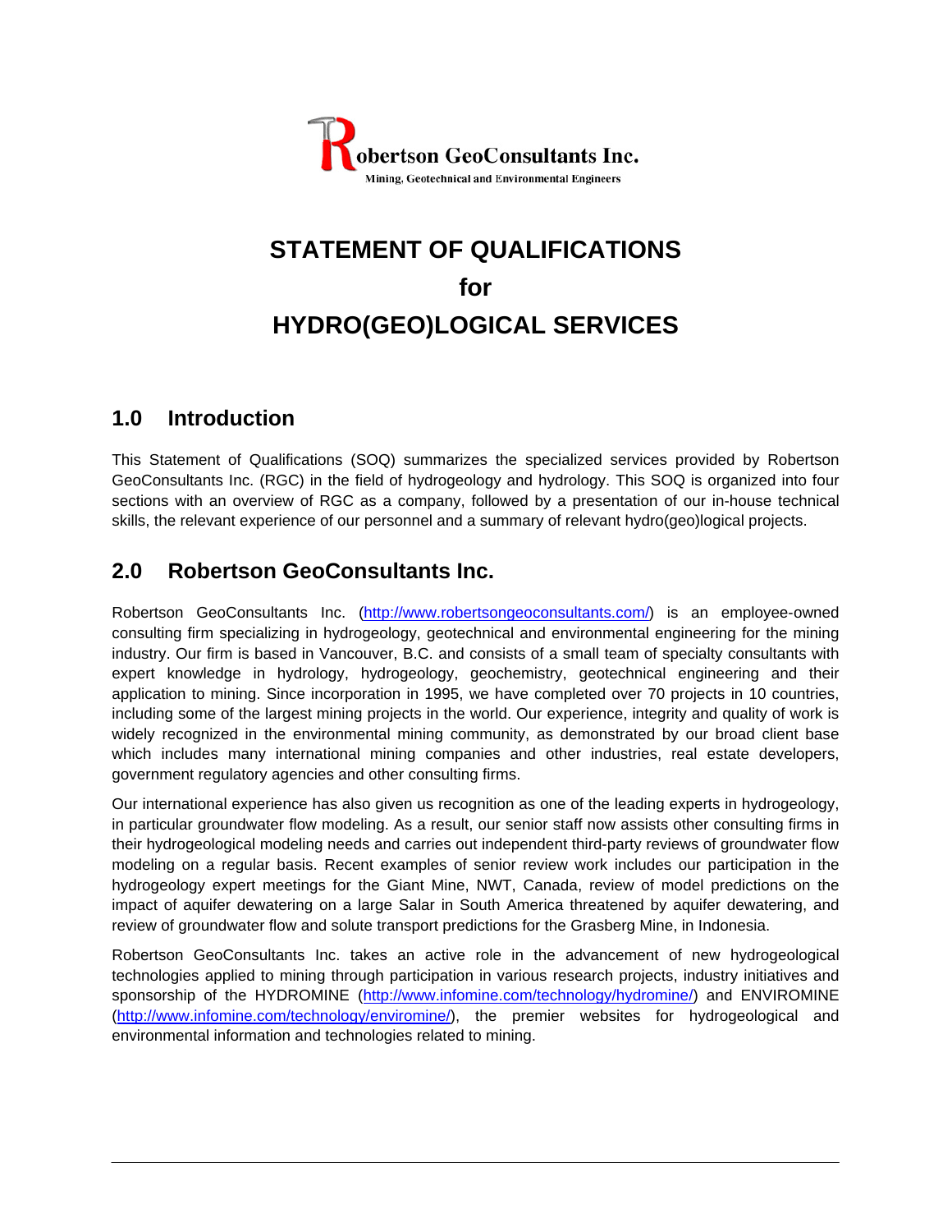Robertson GeoConsultants Inc.
Mining, Geotechnical and Environmental Engineers

# STATEMENT OF QUALIFICATIONS for HYDRO(GEO)LOGICAL SERVICES

## 1.0 Introduction

This Statement of Qualifications (SOQ) summarizes the specialized services provided by Robertson GeoConsultants Inc. (RGC) in the field of hydrogeology and hydrology. This SOQ is organized into four sections with an overview of RGC as a company, followed by a presentation of our in-house technical skills, the relevant experience of our personnel and a summary of relevant hydro(geo)logical projects.

## 2.0 Robertson GeoConsultants Inc.

Robertson GeoConsultants Inc. (http://www.robertsongeoconsultants.com/) is an employee-owned consulting firm specializing in hydrogeology, geotechnical and environmental engineering for the mining industry. Our firm is based in Vancouver, B.C. and consists of a small team of specialty consultants with expert knowledge in hydrology, hydrogeology, geochemistry, geotechnical engineering and their application to mining. Since incorporation in 1995, we have completed over 70 projects in 10 countries, including some of the largest mining projects in the world. Our experience, integrity and quality of work is widely recognized in the environmental mining community, as demonstrated by our broad client base which includes many international mining companies and other industries, real estate developers, government regulatory agencies and other consulting firms.

Our international experience has also given us recognition as one of the leading experts in hydrogeology, in particular groundwater flow modeling. As a result, our senior staff now assists other consulting firms in their hydrogeological modeling needs and carries out independent third-party reviews of groundwater flow modeling on a regular basis. Recent examples of senior review work includes our participation in the hydrogeology expert meetings for the Giant Mine, NWT, Canada, review of model predictions on the impact of aquifer dewatering on a large Salar in South America threatened by aquifer dewatering, and review of groundwater flow and solute transport predictions for the Grasberg Mine, in Indonesia.

Robertson GeoConsultants Inc. takes an active role in the advancement of new hydrogeological technologies applied to mining through participation in various research projects, industry initiatives and sponsorship of the HYDROMINE (http://www.infomine.com/technology/hydromine/) and ENVIROMINE (http://www.infomine.com/technology/enviromine/), the premier websites for hydrogeological and environmental information and technologies related to mining.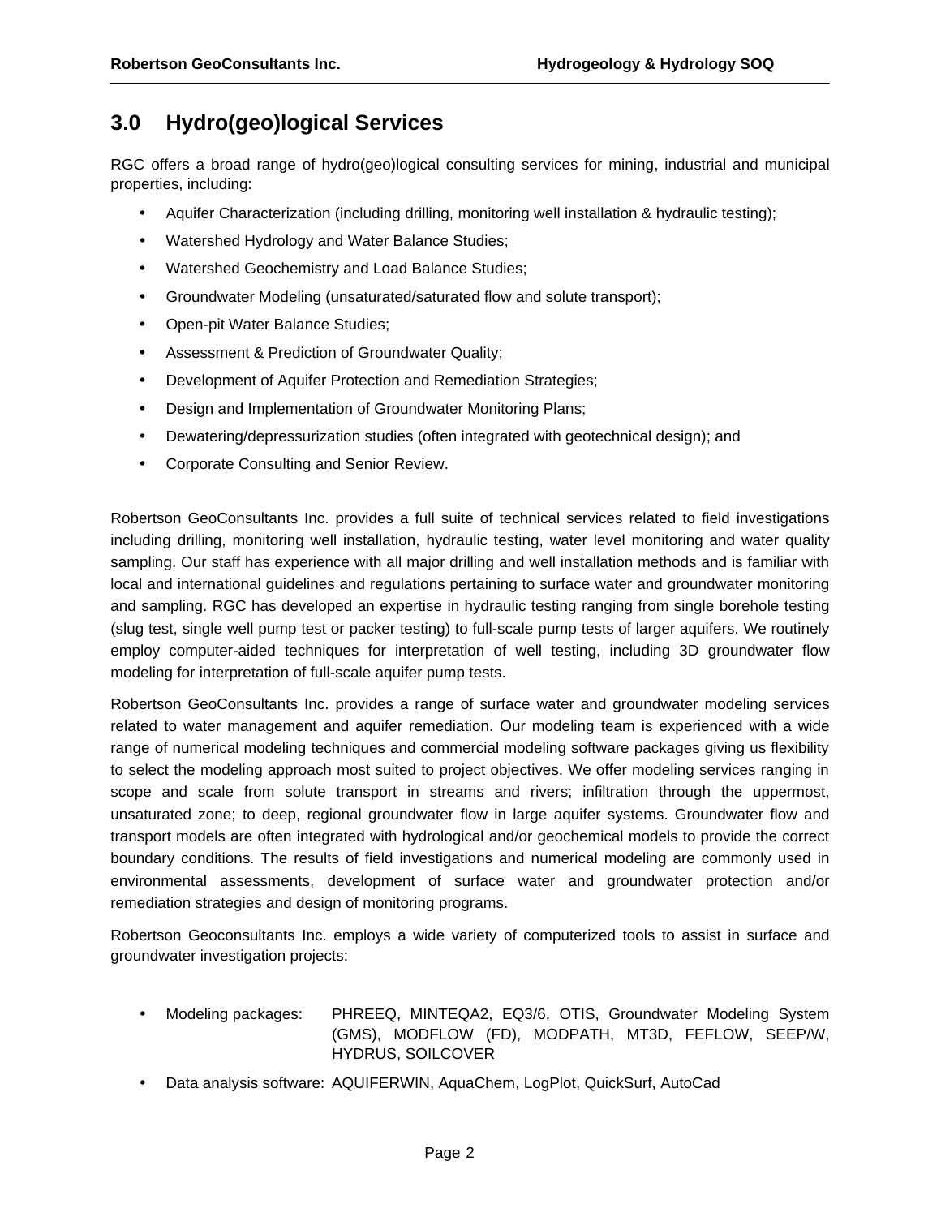## 3.0 Hydro(geo)logical Services

RGC offers a broad range of hydro(geo)logical consulting services for mining, industrial and municipal properties, including:

- Aquifer Characterization (including drilling, monitoring well installation & hydraulic testing);
- Watershed Hydrology and Water Balance Studies;
- Watershed Geochemistry and Load Balance Studies;
- Groundwater Modeling (unsaturated/saturated flow and solute transport);
- Open-pit Water Balance Studies;
- Assessment & Prediction of Groundwater Quality;
- Development of Aquifer Protection and Remediation Strategies;
- Design and Implementation of Groundwater Monitoring Plans;
- Dewatering/depressurization studies (often integrated with geotechnical design); and
- Corporate Consulting and Senior Review.

Robertson GeoConsultants Inc. provides a full suite of technical services related to field investigations including drilling, monitoring well installation, hydraulic testing, water level monitoring and water quality sampling. Our staff has experience with all major drilling and well installation methods and is familiar with local and international guidelines and regulations pertaining to surface water and groundwater monitoring and sampling. RGC has developed an expertise in hydraulic testing ranging from single borehole testing (slug test, single well pump test or packer testing) to full-scale pump tests of larger aquifers. We routinely employ computer-aided techniques for interpretation of well testing, including 3D groundwater flow modeling for interpretation of full-scale aquifer pump tests.

Robertson GeoConsultants Inc. provides a range of surface water and groundwater modeling services related to water management and aquifer remediation. Our modeling team is experienced with a wide range of numerical modeling techniques and commercial modeling software packages giving us flexibility to select the modeling approach most suited to project objectives. We offer modeling services ranging in scope and scale from solute transport in streams and rivers; infiltration through the uppermost, unsaturated zone; to deep, regional groundwater flow in large aquifer systems. Groundwater flow and transport models are often integrated with hydrological and/or geochemical models to provide the correct boundary conditions. The results of field investigations and numerical modeling are commonly used in environmental assessments, development of surface water and groundwater protection and/or remediation strategies and design of monitoring programs.

Robertson Geoconsultants Inc. employs a wide variety of computerized tools to assist in surface and groundwater investigation projects:

- Modeling packages: PHREEQ, MINTEQA2, EQ3/6, OTIS, Groundwater Modeling System (GMS), MODFLOW (FD), MODPATH, MT3D, FEFLOW, SEEP/W, HYDRUS, SOILCOVER
- Data analysis software: AQUIFERWIN, AquaChem, LogPlot, QuickSurf, AutoCad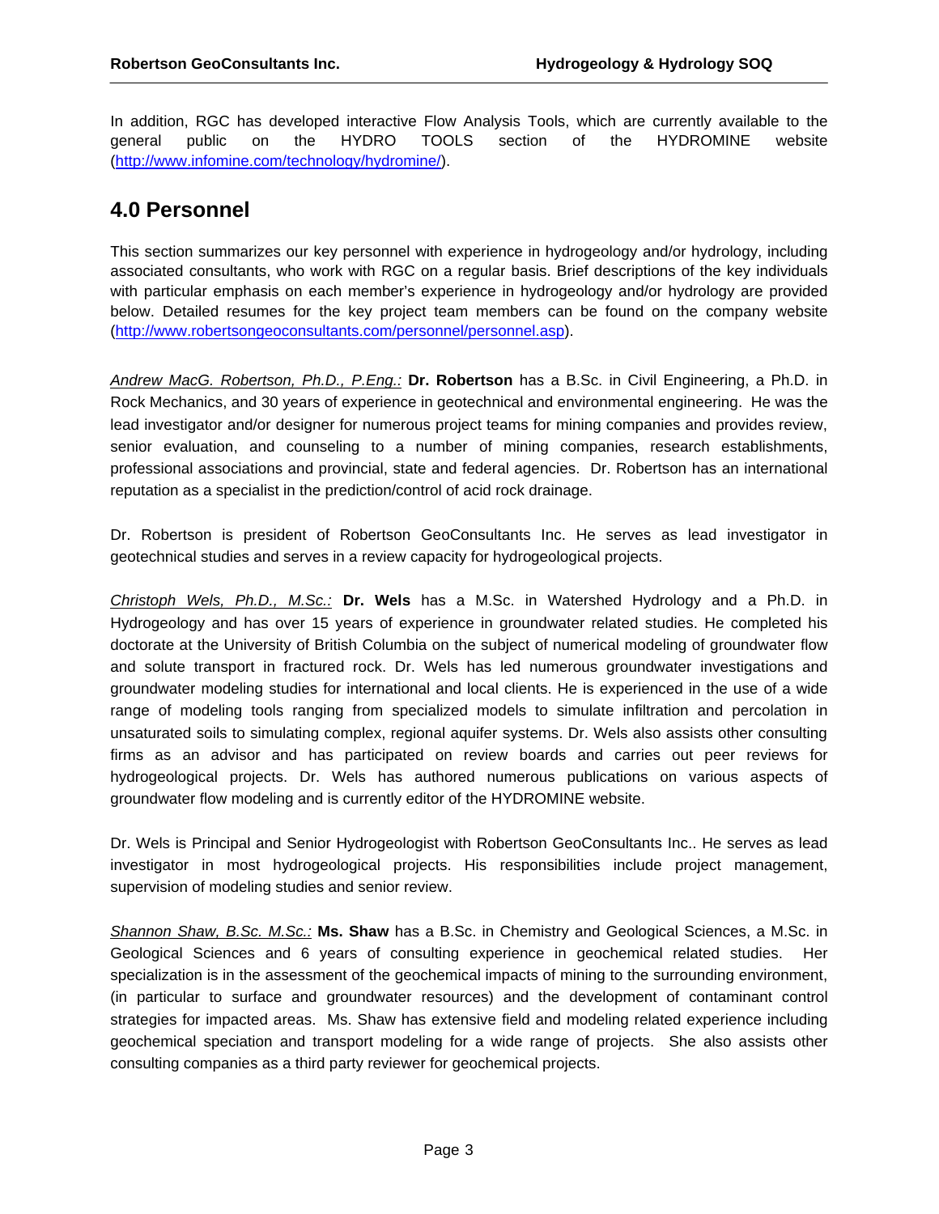In addition, RGC has developed interactive Flow Analysis Tools, which are currently available to the general public on the HYDRO TOOLS section of the HYDROMINE website (http://www.infomine.com/technology/hydromine/).

## 4.0 Personnel

This section summarizes our key personnel with experience in hydrogeology and/or hydrology, including associated consultants, who work with RGC on a regular basis. Brief descriptions of the key individuals with particular emphasis on each member's experience in hydrogeology and/or hydrology are provided below. Detailed resumes for the key project team members can be found on the company website (http://www.robertsongeoconsultants.com/personnel/personnel.asp).

*Andrew MacG. Robertson, Ph.D., P.Eng.:* **Dr. Robertson** has a B.Sc. in Civil Engineering, a Ph.D. in Rock Mechanics, and 30 years of experience in geotechnical and environmental engineering. He was the lead investigator and/or designer for numerous project teams for mining companies and provides review, senior evaluation, and counseling to a number of mining companies, research establishments, professional associations and provincial, state and federal agencies. Dr. Robertson has an international reputation as a specialist in the prediction/control of acid rock drainage.

Dr. Robertson is president of Robertson GeoConsultants Inc. He serves as lead investigator in geotechnical studies and serves in a review capacity for hydrogeological projects.

*Christoph Wels, Ph.D., M.Sc.:* **Dr. Wels** has a M.Sc. in Watershed Hydrology and a Ph.D. in Hydrogeology and has over 15 years of experience in groundwater related studies. He completed his doctorate at the University of British Columbia on the subject of numerical modeling of groundwater flow and solute transport in fractured rock. Dr. Wels has led numerous groundwater investigations and groundwater modeling studies for international and local clients. He is experienced in the use of a wide range of modeling tools ranging from specialized models to simulate infiltration and percolation in unsaturated soils to simulating complex, regional aquifer systems. Dr. Wels also assists other consulting firms as an advisor and has participated on review boards and carries out peer reviews for hydrogeological projects. Dr. Wels has authored numerous publications on various aspects of groundwater flow modeling and is currently editor of the HYDROMINE website.

Dr. Wels is Principal and Senior Hydrogeologist with Robertson GeoConsultants Inc.. He serves as lead investigator in most hydrogeological projects. His responsibilities include project management, supervision of modeling studies and senior review.

*Shannon Shaw, B.Sc. M.Sc.:* **Ms. Shaw** has a B.Sc. in Chemistry and Geological Sciences, a M.Sc. in Geological Sciences and 6 years of consulting experience in geochemical related studies. Her specialization is in the assessment of the geochemical impacts of mining to the surrounding environment, (in particular to surface and groundwater resources) and the development of contaminant control strategies for impacted areas. Ms. Shaw has extensive field and modeling related experience including geochemical speciation and transport modeling for a wide range of projects. She also assists other consulting companies as a third party reviewer for geochemical projects.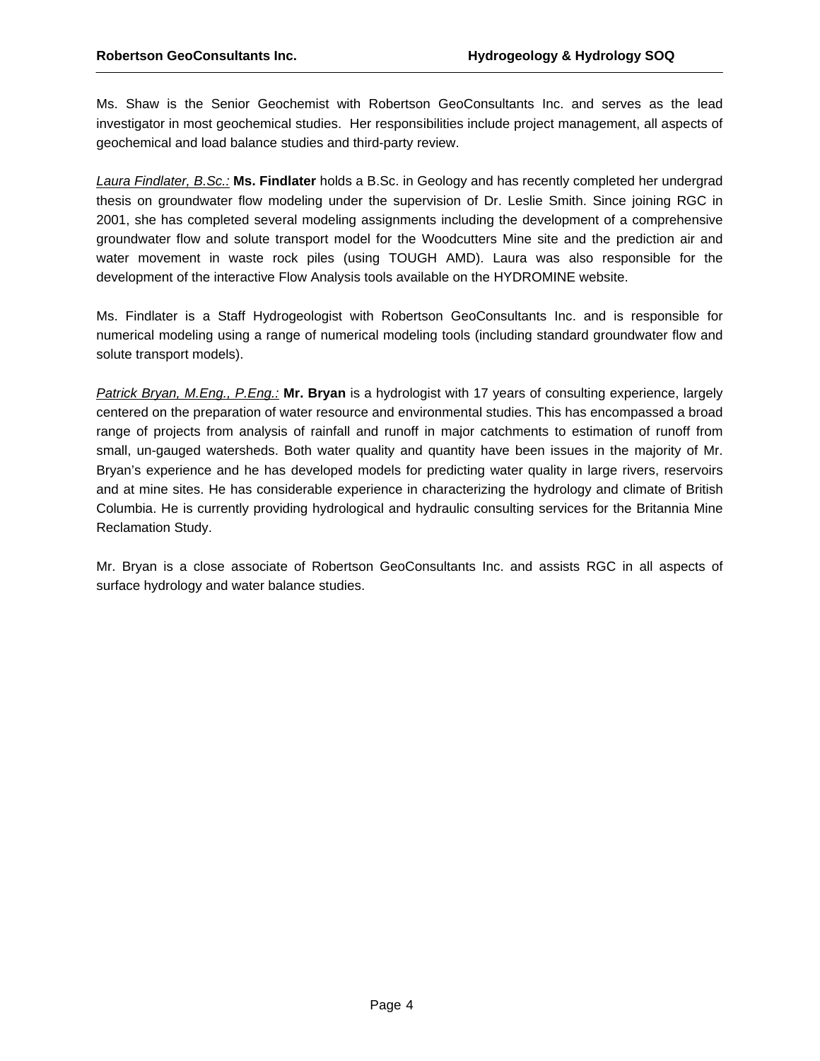Ms. Shaw is the Senior Geochemist with Robertson GeoConsultants Inc. and serves as the lead investigator in most geochemical studies. Her responsibilities include project management, all aspects of geochemical and load balance studies and third-party review.

_Laura Findlater, B.Sc.:_ **Ms. Findlater** holds a B.Sc. in Geology and has recently completed her undergrad thesis on groundwater flow modeling under the supervision of Dr. Leslie Smith. Since joining RGC in 2001, she has completed several modeling assignments including the development of a comprehensive groundwater flow and solute transport model for the Woodcutters Mine site and the prediction air and water movement in waste rock piles (using TOUGH AMD). Laura was also responsible for the development of the interactive Flow Analysis tools available on the HYDROMINE website.

Ms. Findlater is a Staff Hydrogeologist with Robertson GeoConsultants Inc. and is responsible for numerical modeling using a range of numerical modeling tools (including standard groundwater flow and solute transport models).

_Patrick Bryan, M.Eng., P.Eng.:_ **Mr. Bryan** is a hydrologist with 17 years of consulting experience, largely centered on the preparation of water resource and environmental studies. This has encompassed a broad range of projects from analysis of rainfall and runoff in major catchments to estimation of runoff from small, un-gauged watersheds. Both water quality and quantity have been issues in the majority of Mr. Bryan's experience and he has developed models for predicting water quality in large rivers, reservoirs and at mine sites. He has considerable experience in characterizing the hydrology and climate of British Columbia. He is currently providing hydrological and hydraulic consulting services for the Britannia Mine Reclamation Study.

Mr. Bryan is a close associate of Robertson GeoConsultants Inc. and assists RGC in all aspects of surface hydrology and water balance studies.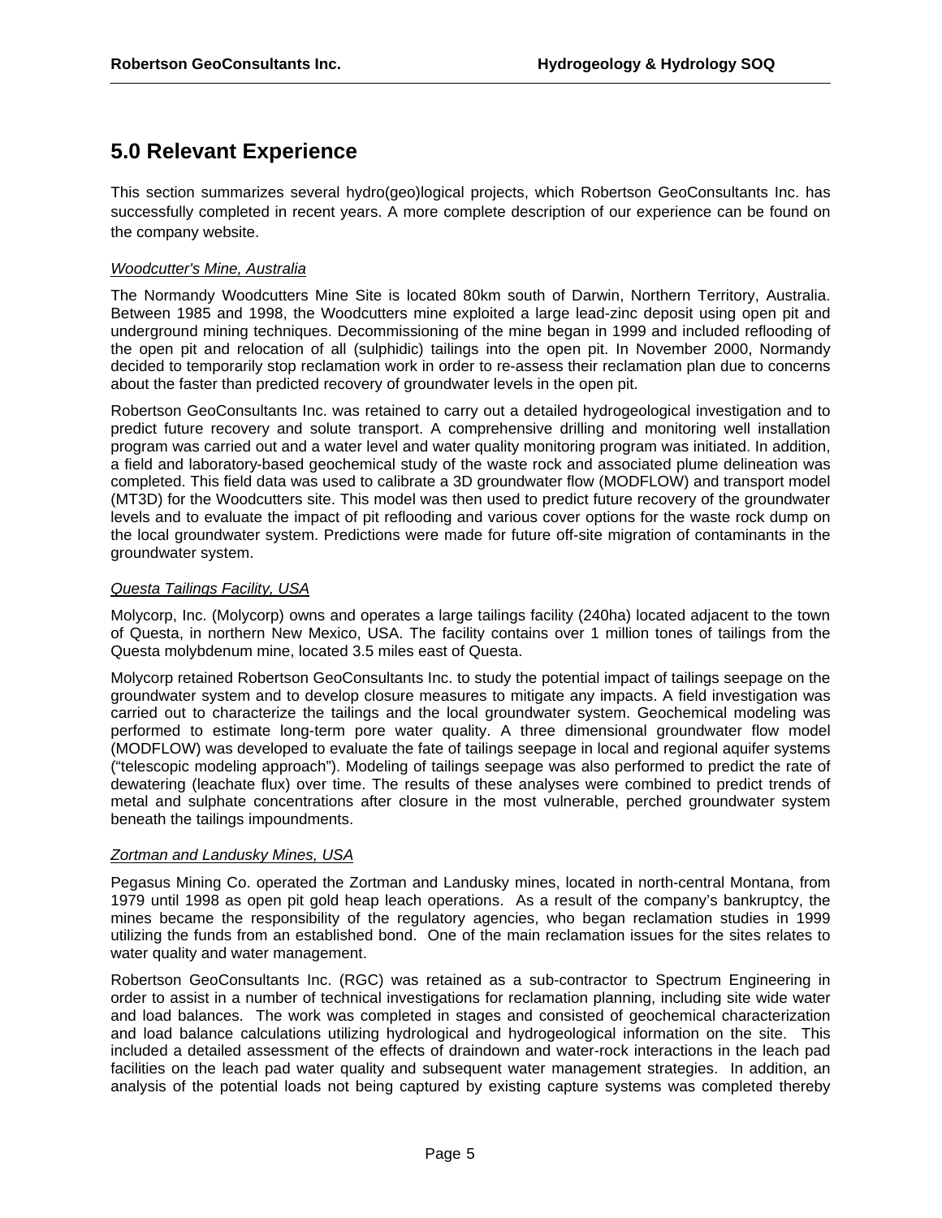# 5.0 Relevant Experience

This section summarizes several hydro(geo)logical projects, which Robertson GeoConsultants Inc. has successfully completed in recent years. A more complete description of our experience can be found on the company website.

*Woodcutter's Mine, Australia*

The Normandy Woodcutters Mine Site is located 80km south of Darwin, Northern Territory, Australia. Between 1985 and 1998, the Woodcutters mine exploited a large lead-zinc deposit using open pit and underground mining techniques. Decommissioning of the mine began in 1999 and included reflooding of the open pit and relocation of all (sulphidic) tailings into the open pit. In November 2000, Normandy decided to temporarily stop reclamation work in order to re-assess their reclamation plan due to concerns about the faster than predicted recovery of groundwater levels in the open pit.

Robertson GeoConsultants Inc. was retained to carry out a detailed hydrogeological investigation and to predict future recovery and solute transport. A comprehensive drilling and monitoring well installation program was carried out and a water level and water quality monitoring program was initiated. In addition, a field and laboratory-based geochemical study of the waste rock and associated plume delineation was completed. This field data was used to calibrate a 3D groundwater flow (MODFLOW) and transport model (MT3D) for the Woodcutters site. This model was then used to predict future recovery of the groundwater levels and to evaluate the impact of pit reflooding and various cover options for the waste rock dump on the local groundwater system. Predictions were made for future off-site migration of contaminants in the groundwater system.

*Questa Tailings Facility, USA*

Molycorp, Inc. (Molycorp) owns and operates a large tailings facility (240ha) located adjacent to the town of Questa, in northern New Mexico, USA. The facility contains over 1 million tones of tailings from the Questa molybdenum mine, located 3.5 miles east of Questa.

Molycorp retained Robertson GeoConsultants Inc. to study the potential impact of tailings seepage on the groundwater system and to develop closure measures to mitigate any impacts. A field investigation was carried out to characterize the tailings and the local groundwater system. Geochemical modeling was performed to estimate long-term pore water quality. A three dimensional groundwater flow model (MODFLOW) was developed to evaluate the fate of tailings seepage in local and regional aquifer systems ("telescopic modeling approach"). Modeling of tailings seepage was also performed to predict the rate of dewatering (leachate flux) over time. The results of these analyses were combined to predict trends of metal and sulphate concentrations after closure in the most vulnerable, perched groundwater system beneath the tailings impoundments.

*Zortman and Landusky Mines, USA*

Pegasus Mining Co. operated the Zortman and Landusky mines, located in north-central Montana, from 1979 until 1998 as open pit gold heap leach operations. As a result of the company's bankruptcy, the mines became the responsibility of the regulatory agencies, who began reclamation studies in 1999 utilizing the funds from an established bond. One of the main reclamation issues for the sites relates to water quality and water management.

Robertson GeoConsultants Inc. (RGC) was retained as a sub-contractor to Spectrum Engineering in order to assist in a number of technical investigations for reclamation planning, including site wide water and load balances. The work was completed in stages and consisted of geochemical characterization and load balance calculations utilizing hydrological and hydrogeological information on the site. This included a detailed assessment of the effects of draindown and water-rock interactions in the leach pad facilities on the leach pad water quality and subsequent water management strategies. In addition, an analysis of the potential loads not being captured by existing capture systems was completed thereby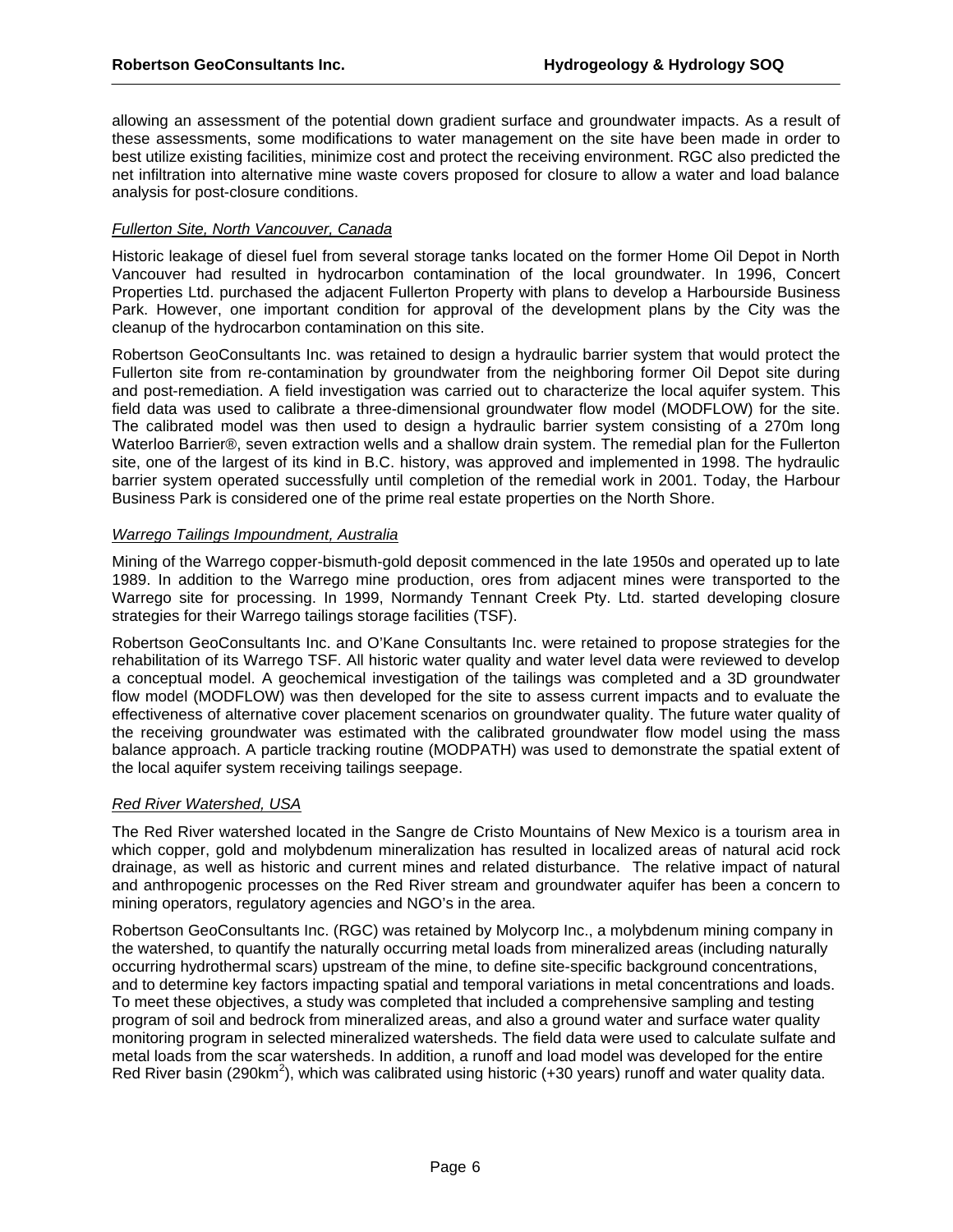allowing an assessment of the potential down gradient surface and groundwater impacts. As a result of these assessments, some modifications to water management on the site have been made in order to best utilize existing facilities, minimize cost and protect the receiving environment. RGC also predicted the net infiltration into alternative mine waste covers proposed for closure to allow a water and load balance analysis for post-closure conditions.

*Fullerton Site, North Vancouver, Canada*

Historic leakage of diesel fuel from several storage tanks located on the former Home Oil Depot in North Vancouver had resulted in hydrocarbon contamination of the local groundwater. In 1996, Concert Properties Ltd. purchased the adjacent Fullerton Property with plans to develop a Harbourside Business Park. However, one important condition for approval of the development plans by the City was the cleanup of the hydrocarbon contamination on this site.

Robertson GeoConsultants Inc. was retained to design a hydraulic barrier system that would protect the Fullerton site from re-contamination by groundwater from the neighboring former Oil Depot site during and post-remediation. A field investigation was carried out to characterize the local aquifer system. This field data was used to calibrate a three-dimensional groundwater flow model (MODFLOW) for the site. The calibrated model was then used to design a hydraulic barrier system consisting of a 270m long Waterloo Barrier®, seven extraction wells and a shallow drain system. The remedial plan for the Fullerton site, one of the largest of its kind in B.C. history, was approved and implemented in 1998. The hydraulic barrier system operated successfully until completion of the remedial work in 2001. Today, the Harbour Business Park is considered one of the prime real estate properties on the North Shore.

*Warrego Tailings Impoundment, Australia*

Mining of the Warrego copper-bismuth-gold deposit commenced in the late 1950s and operated up to late 1989. In addition to the Warrego mine production, ores from adjacent mines were transported to the Warrego site for processing. In 1999, Normandy Tennant Creek Pty. Ltd. started developing closure strategies for their Warrego tailings storage facilities (TSF).

Robertson GeoConsultants Inc. and O'Kane Consultants Inc. were retained to propose strategies for the rehabilitation of its Warrego TSF. All historic water quality and water level data were reviewed to develop a conceptual model. A geochemical investigation of the tailings was completed and a 3D groundwater flow model (MODFLOW) was then developed for the site to assess current impacts and to evaluate the effectiveness of alternative cover placement scenarios on groundwater quality. The future water quality of the receiving groundwater was estimated with the calibrated groundwater flow model using the mass balance approach. A particle tracking routine (MODPATH) was used to demonstrate the spatial extent of the local aquifer system receiving tailings seepage.

*Red River Watershed, USA*

The Red River watershed located in the Sangre de Cristo Mountains of New Mexico is a tourism area in which copper, gold and molybdenum mineralization has resulted in localized areas of natural acid rock drainage, as well as historic and current mines and related disturbance. The relative impact of natural and anthropogenic processes on the Red River stream and groundwater aquifer has been a concern to mining operators, regulatory agencies and NGO's in the area.

Robertson GeoConsultants Inc. (RGC) was retained by Molycorp Inc., a molybdenum mining company in the watershed, to quantify the naturally occurring metal loads from mineralized areas (including naturally occurring hydrothermal scars) upstream of the mine, to define site-specific background concentrations, and to determine key factors impacting spatial and temporal variations in metal concentrations and loads. To meet these objectives, a study was completed that included a comprehensive sampling and testing program of soil and bedrock from mineralized areas, and also a ground water and surface water quality monitoring program in selected mineralized watersheds. The field data were used to calculate sulfate and metal loads from the scar watersheds. In addition, a runoff and load model was developed for the entire Red River basin (290km$^2$), which was calibrated using historic (+30 years) runoff and water quality data.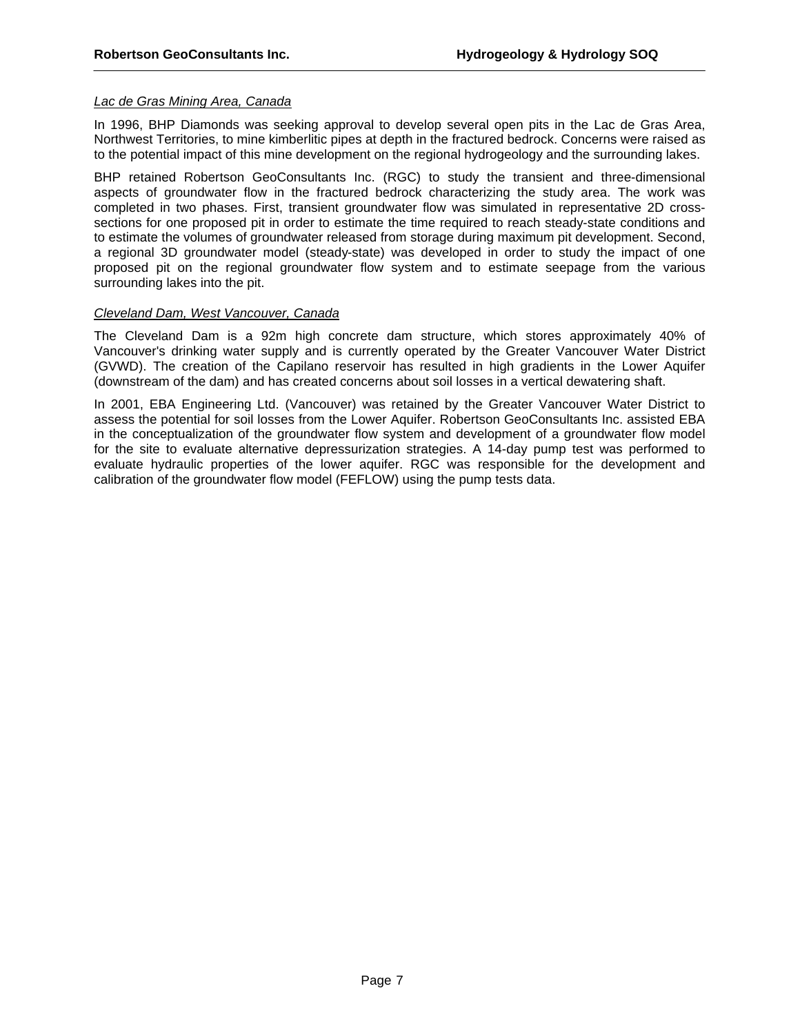*Lac de Gras Mining Area, Canada*

In 1996, BHP Diamonds was seeking approval to develop several open pits in the Lac de Gras Area, Northwest Territories, to mine kimberlitic pipes at depth in the fractured bedrock. Concerns were raised as to the potential impact of this mine development on the regional hydrogeology and the surrounding lakes.

BHP retained Robertson GeoConsultants Inc. (RGC) to study the transient and three-dimensional aspects of groundwater flow in the fractured bedrock characterizing the study area. The work was completed in two phases. First, transient groundwater flow was simulated in representative 2D cross-sections for one proposed pit in order to estimate the time required to reach steady-state conditions and to estimate the volumes of groundwater released from storage during maximum pit development. Second, a regional 3D groundwater model (steady-state) was developed in order to study the impact of one proposed pit on the regional groundwater flow system and to estimate seepage from the various surrounding lakes into the pit.

*Cleveland Dam, West Vancouver, Canada*

The Cleveland Dam is a 92m high concrete dam structure, which stores approximately 40% of Vancouver's drinking water supply and is currently operated by the Greater Vancouver Water District (GVWD). The creation of the Capilano reservoir has resulted in high gradients in the Lower Aquifer (downstream of the dam) and has created concerns about soil losses in a vertical dewatering shaft.

In 2001, EBA Engineering Ltd. (Vancouver) was retained by the Greater Vancouver Water District to assess the potential for soil losses from the Lower Aquifer. Robertson GeoConsultants Inc. assisted EBA in the conceptualization of the groundwater flow system and development of a groundwater flow model for the site to evaluate alternative depressurization strategies. A 14-day pump test was performed to evaluate hydraulic properties of the lower aquifer. RGC was responsible for the development and calibration of the groundwater flow model (FEFLOW) using the pump tests data.